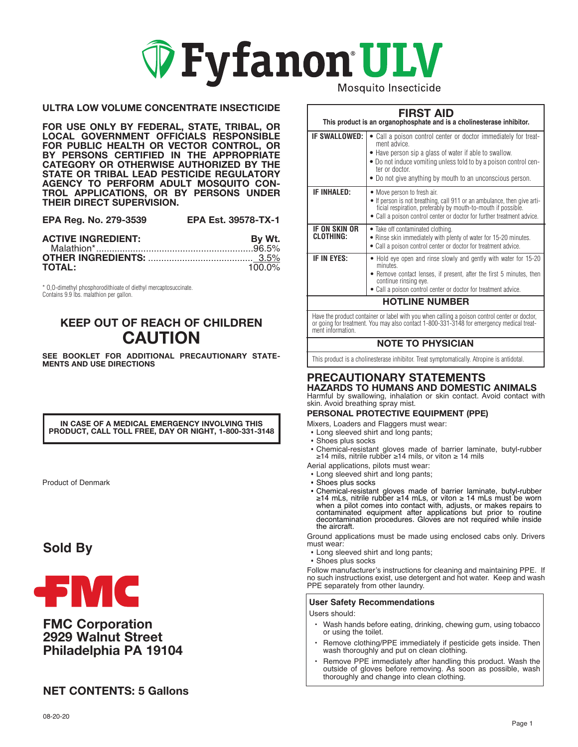# Fyfanon® ULV

Mosquito Insecticide

**ULTRA LOW VOLUME CONCENTRATE INSECTICIDE**

**FOR USE ONLY BY FEDERAL, STATE, TRIBAL, OR LOCAL GOVERNMENT OFFICIALS RESPONSIBLE FOR PUBLIC HEALTH OR VECTOR CONTROL, OR BY PERSONS CERTIFIED IN THE APPROPRIATE CATEGORY OR OTHERWISE AUTHORIZED BY THE STATE OR TRIBAL LEAD PESTICIDE REGULATORY AGENCY TO PERFORM ADULT MOSQUITO CONTROL APPLICATIONS, OR BY PERSONS UNDER THEIR DIRECT SUPERVISION.**

**EPA Reg. No. 279-3539** **EPA Est. 39578-TX-1**

| **ACTIVE INGREDIENT:** | **By Wt.** |
|---|---|
| Malathion* | 96.5% |
| **OTHER INGREDIENTS:** | 3.5% |
| **TOTAL:** | 100.0% |

* O,O-dimethyl phosphorodithioate of diethyl mercaptosuccinate.
Contains 9.9 lbs. malathion per gallon.

## KEEP OUT OF REACH OF CHILDREN
## CAUTION

**SEE BOOKLET FOR ADDITIONAL PRECAUTIONARY STATEMENTS AND USE DIRECTIONS**

**IN CASE OF A MEDICAL EMERGENCY INVOLVING THIS PRODUCT, CALL TOLL FREE, DAY OR NIGHT, 1-800-331-3148**

Product of Denmark

**Sold By**

FMC

**FMC Corporation**
**2929 Walnut Street**
**Philadelphia PA 19104**

**NET CONTENTS: 5 Gallons**

08-20-20

## FIRST AID

**This product is an organophosphate and is a cholinesterase inhibitor.**

| | |
|---|---|
| **IF SWALLOWED:** | • Call a poison control center or doctor immediately for treatment advice. • Have person sip a glass of water if able to swallow. • Do not induce vomiting unless told to by a poison control center or doctor. • Do not give anything by mouth to an unconscious person. |
| **IF INHALED:** | • Move person to fresh air. • If person is not breathing, call 911 or an ambulance, then give artificial respiration, preferably by mouth-to-mouth if possible. • Call a poison control center or doctor for further treatment advice. |
| **IF ON SKIN OR CLOTHING:** | • Take off contaminated clothing. • Rinse skin immediately with plenty of water for 15-20 minutes. • Call a poison control center or doctor for treatment advice. |
| **IF IN EYES:** | • Hold eye open and rinse slowly and gently with water for 15-20 minutes. • Remove contact lenses, if present, after the first 5 minutes, then continue rinsing eye. • Call a poison control center or doctor for treatment advice. |

**HOTLINE NUMBER**

Have the product container or label with you when calling a poison control center or doctor, or going for treatment. You may also contact 1-800-331-3148 for emergency medical treatment information.

**NOTE TO PHYSICIAN**

This product is a cholinesterase inhibitor. Treat symptomatically. Atropine is antidotal.

## PRECAUTIONARY STATEMENTS
### HAZARDS TO HUMANS AND DOMESTIC ANIMALS

Harmful by swallowing, inhalation or skin contact. Avoid contact with skin. Avoid breathing spray mist.

### PERSONAL PROTECTIVE EQUIPMENT (PPE)

Mixers, Loaders and Flaggers must wear:
- Long sleeved shirt and long pants;
- Shoes plus socks
- Chemical-resistant gloves made of barrier laminate, butyl-rubber ≥14 mils, nitrile rubber ≥14 mils, or viton ≥ 14 mils

Aerial applications, pilots must wear:
- Long sleeved shirt and long pants;
- Shoes plus socks
- Chemical-resistant gloves made of barrier laminate, butyl-rubber ≥14 mLs, nitrile rubber ≥14 mLs, or viton ≥ 14 mLs must be worn when a pilot comes into contact with, adjusts, or makes repairs to contaminated equipment after applications but prior to routine decontamination procedures. Gloves are not required while inside the aircraft.

Ground applications must be made using enclosed cabs only. Drivers must wear:
- Long sleeved shirt and long pants;
- Shoes plus socks

Follow manufacturer's instructions for cleaning and maintaining PPE. If no such instructions exist, use detergent and hot water. Keep and wash PPE separately from other laundry.

**User Safety Recommendations**

Users should:
- Wash hands before eating, drinking, chewing gum, using tobacco or using the toilet.
- Remove clothing/PPE immediately if pesticide gets inside. Then wash thoroughly and put on clean clothing.
- Remove PPE immediately after handling this product. Wash the outside of gloves before removing. As soon as possible, wash thoroughly and change into clean clothing.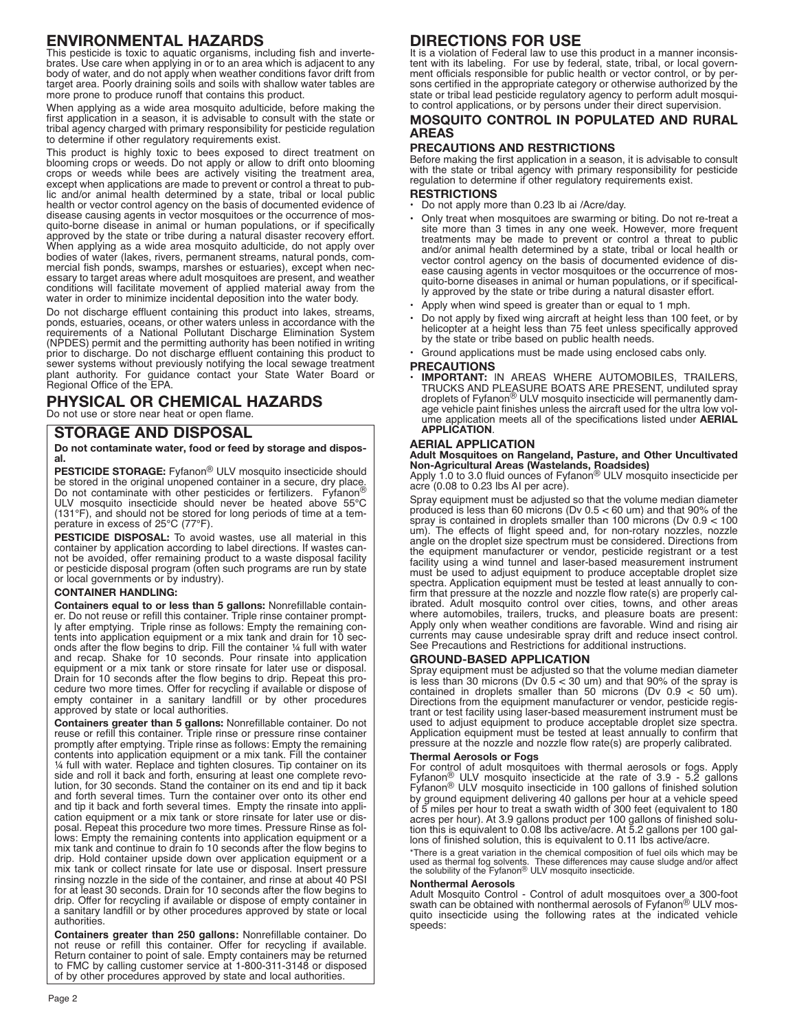## ENVIRONMENTAL HAZARDS

This pesticide is toxic to aquatic organisms, including fish and invertebrates. Use care when applying in or to an area which is adjacent to any body of water, and do not apply when weather conditions favor drift from target area. Poorly draining soils and soils with shallow water tables are more prone to produce runoff that contains this product.

When applying as a wide area mosquito adulticide, before making the first application in a season, it is advisable to consult with the state or tribal agency charged with primary responsibility for pesticide regulation to determine if other regulatory requirements exist.

This product is highly toxic to bees exposed to direct treatment on blooming crops or weeds. Do not apply or allow to drift onto blooming crops or weeds while bees are actively visiting the treatment area, except when applications are made to prevent or control a threat to public and/or animal health determined by a state, tribal or local public health or vector control agency on the basis of documented evidence of disease causing agents in vector mosquitoes or the occurrence of mosquito-borne disease in animal or human populations, or if specifically approved by the state or tribe during a natural disaster recovery effort. When applying as a wide area mosquito adulticide, do not apply over bodies of water (lakes, rivers, permanent streams, natural ponds, commercial fish ponds, swamps, marshes or estuaries), except when necessary to target areas where adult mosquitoes are present, and weather conditions will facilitate movement of applied material away from the water in order to minimize incidental deposition into the water body.

Do not discharge effluent containing this product into lakes, streams, ponds, estuaries, oceans, or other waters unless in accordance with the requirements of a National Pollutant Discharge Elimination System (NPDES) permit and the permitting authority has been notified in writing prior to discharge. Do not discharge effluent containing this product to sewer systems without previously notifying the local sewage treatment plant authority. For guidance contact your State Water Board or Regional Office of the EPA.

## PHYSICAL OR CHEMICAL HAZARDS

Do not use or store near heat or open flame.

## STORAGE AND DISPOSAL

**Do not contaminate water, food or feed by storage and disposal.**

**PESTICIDE STORAGE:** Fyfanon® ULV mosquito insecticide should be stored in the original unopened container in a secure, dry place. Do not contaminate with other pesticides or fertilizers. Fyfanon® ULV mosquito insecticide should never be heated above 55°C (131°F), and should not be stored for long periods of time at a temperature in excess of 25°C (77°F).

**PESTICIDE DISPOSAL:** To avoid wastes, use all material in this container by application according to label directions. If wastes cannot be avoided, offer remaining product to a waste disposal facility or pesticide disposal program (often such programs are run by state or local governments or by industry).

**CONTAINER HANDLING:**

**Containers equal to or less than 5 gallons:** Nonrefillable container. Do not reuse or refill this container. Triple rinse container promptly after emptying. Triple rinse as follows: Empty the remaining contents into application equipment or a mix tank and drain for 10 seconds after the flow begins to drip. Fill the container ¼ full with water and recap. Shake for 10 seconds. Pour rinsate into application equipment or a mix tank or store rinsate for later use or disposal. Drain for 10 seconds after the flow begins to drip. Repeat this procedure two more times. Offer for recycling if available or dispose of empty container in a sanitary landfill or by other procedures approved by state or local authorities.

**Containers greater than 5 gallons:** Nonrefillable container. Do not reuse or refill this container. Triple rinse or pressure rinse container promptly after emptying. Triple rinse as follows: Empty the remaining contents into application equipment or a mix tank. Fill the container ¼ full with water. Replace and tighten closures. Tip container on its side and roll it back and forth, ensuring at least one complete revolution, for 30 seconds. Stand the container on its end and tip it back and forth several times. Turn the container over onto its other end and tip it back and forth several times. Empty the rinsate into application equipment or a mix tank or store rinsate for later use or disposal. Repeat this procedure two more times. Pressure Rinse as follows: Empty the remaining contents into application equipment or a mix tank and continue to drain fo 10 seconds after the flow begins to drip. Hold container upside down over application equipment or a mix tank or collect rinsate for late use or disposal. Insert pressure rinsing nozzle in the side of the container, and rinse at about 40 PSI for at least 30 seconds. Drain for 10 seconds after the flow begins to drip. Offer for recycling if available or dispose of empty container in a sanitary landfill or by other procedures approved by state or local authorities.

**Containers greater than 250 gallons:** Nonrefillable container. Do not reuse or refill this container. Offer for recycling if available. Return container to point of sale. Empty containers may be returned to FMC by calling customer service at 1-800-311-3148 or disposed of by other procedures approved by state and local authorities.

## DIRECTIONS FOR USE

It is a violation of Federal law to use this product in a manner inconsistent with its labeling. For use by federal, state, tribal, or local government officials responsible for public health or vector control, or by persons certified in the appropriate category or otherwise authorized by the state or tribal lead pesticide regulatory agency to perform adult mosquito control applications, or by persons under their direct supervision.

### MOSQUITO CONTROL IN POPULATED AND RURAL AREAS

#### PRECAUTIONS AND RESTRICTIONS

Before making the first application in a season, it is advisable to consult with the state or tribal agency with primary responsibility for pesticide regulation to determine if other regulatory requirements exist.

#### RESTRICTIONS

- Do not apply more than 0.23 lb ai /Acre/day.
- Only treat when mosquitoes are swarming or biting. Do not re-treat a site more than 3 times in any one week. However, more frequent treatments may be made to prevent or control a threat to public and/or animal health determined by a state, tribal or local health or vector control agency on the basis of documented evidence of disease causing agents in vector mosquitoes or the occurrence of mosquito-borne diseases in animal or human populations, or if specifically approved by the state or tribe during a natural disaster effort.
- Apply when wind speed is greater than or equal to 1 mph.
- Do not apply by fixed wing aircraft at height less than 100 feet, or by helicopter at a height less than 75 feet unless specifically approved by the state or tribe based on public health needs.
- Ground applications must be made using enclosed cabs only.

#### PRECAUTIONS

- **IMPORTANT:** IN AREAS WHERE AUTOMOBILES, TRAILERS, TRUCKS AND PLEASURE BOATS ARE PRESENT, undiluted spray droplets of Fyfanon® ULV mosquito insecticide will permanently damage vehicle paint finishes unless the aircraft used for the ultra low volume application meets all of the specifications listed under **AERIAL APPLICATION**.

#### AERIAL APPLICATION

**Adult Mosquitoes on Rangeland, Pasture, and Other Uncultivated Non-Agricultural Areas (Wastelands, Roadsides)**

Apply 1.0 to 3.0 fluid ounces of Fyfanon® ULV mosquito insecticide per acre (0.08 to 0.23 lbs AI per acre).

Spray equipment must be adjusted so that the volume median diameter produced is less than 60 microns (Dv 0.5 < 60 um) and that 90% of the spray is contained in droplets smaller than 100 microns (Dv 0.9 < 100 um). The effects of flight speed and, for non-rotary nozzles, nozzle angle on the droplet size spectrum must be considered. Directions from the equipment manufacturer or vendor, pesticide registrant or a test facility using a wind tunnel and laser-based measurement instrument must be used to adjust equipment to produce acceptable droplet size spectra. Application equipment must be tested at least annually to confirm that pressure at the nozzle and nozzle flow rate(s) are properly calibrated. Adult mosquito control over cities, towns, and other areas where automobiles, trailers, trucks, and pleasure boats are present: Apply only when weather conditions are favorable. Wind and rising air currents may cause undesirable spray drift and reduce insect control. See Precautions and Restrictions for additional instructions.

#### GROUND-BASED APPLICATION

Spray equipment must be adjusted so that the volume median diameter is less than 30 microns (Dv 0.5 < 30 um) and that 90% of the spray is contained in droplets smaller than 50 microns (Dv 0.9 < 50 um). Directions from the equipment manufacturer or vendor, pesticide registrant or test facility using laser-based measurement instrument must be used to adjust equipment to produce acceptable droplet size spectra. Application equipment must be tested at least annually to confirm that pressure at the nozzle and nozzle flow rate(s) are properly calibrated.

**Thermal Aerosols or Fogs**

For control of adult mosquitoes with thermal aerosols or fogs. Apply Fyfanon® ULV mosquito insecticide at the rate of 3.9 - 5.2 gallons Fyfanon® ULV mosquito insecticide in 100 gallons of finished solution by ground equipment delivering 40 gallons per hour at a vehicle speed of 5 miles per hour to treat a swath width of 300 feet (equivalent to 180 acres per hour). At 3.9 gallons product per 100 gallons of finished solution this is equivalent to 0.08 lbs active/acre. At 5.2 gallons per 100 gallons of finished solution, this is equivalent to 0.11 lbs active/acre.

*There is a great variation in the chemical composition of fuel oils which may be used as thermal fog solvents. These differences may cause sludge and/or affect the solubility of the Fyfanon® ULV mosquito insecticide.

**Nonthermal Aerosols**

Adult Mosquito Control - Control of adult mosquitoes over a 300-foot swath can be obtained with nonthermal aerosols of Fyfanon® ULV mosquito insecticide using the following rates at the indicated vehicle speeds: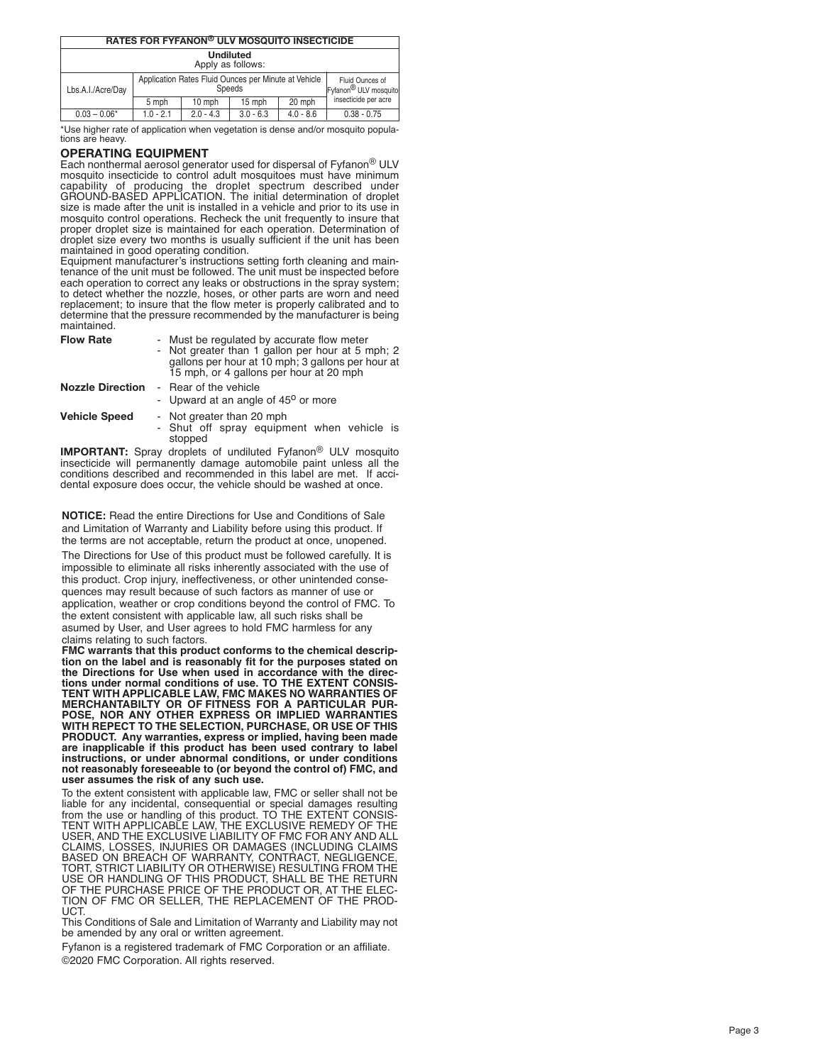| RATES FOR FYFANON® ULV MOSQUITO INSECTICIDE | | | | | |
|---|---|---|---|---|---|
| **Undiluted** Apply as follows: | | | | | |
| Lbs.A.I./Acre/Day | Application Rates Fluid Ounces per Minute at Vehicle Speeds | | | | Fluid Ounces of Fyfanon® ULV mosquito insecticide per acre |
| | 5 mph | 10 mph | 15 mph | 20 mph | |
| 0.03 – 0.06* | 1.0 - 2.1 | 2.0 - 4.3 | 3.0 - 6.3 | 4.0 - 8.6 | 0.38 - 0.75 |

*Use higher rate of application when vegetation is dense and/or mosquito populations are heavy.

## OPERATING EQUIPMENT

Each nonthermal aerosol generator used for dispersal of Fyfanon® ULV mosquito insecticide to control adult mosquitoes must have minimum capability of producing the droplet spectrum described under GROUND-BASED APPLICATION. The initial determination of droplet size is made after the unit is installed in a vehicle and prior to its use in mosquito control operations. Recheck the unit frequently to insure that proper droplet size is maintained for each operation. Determination of droplet size every two months is usually sufficient if the unit has been maintained in good operating condition.

Equipment manufacturer's instructions setting forth cleaning and maintenance of the unit must be followed. The unit must be inspected before each operation to correct any leaks or obstructions in the spray system; to detect whether the nozzle, hoses, or other parts are worn and need replacement; to insure that the flow meter is properly calibrated and to determine that the pressure recommended by the manufacturer is being maintained.

**Flow Rate**
- Must be regulated by accurate flow meter
- Not greater than 1 gallon per hour at 5 mph; 2 gallons per hour at 10 mph; 3 gallons per hour at 15 mph, or 4 gallons per hour at 20 mph

**Nozzle Direction**
- Rear of the vehicle
- Upward at an angle of 45° or more

**Vehicle Speed**
- Not greater than 20 mph
- Shut off spray equipment when vehicle is stopped

**IMPORTANT:** Spray droplets of undiluted Fyfanon® ULV mosquito insecticide will permanently damage automobile paint unless all the conditions described and recommended in this label are met. If accidental exposure does occur, the vehicle should be washed at once.

**NOTICE:** Read the entire Directions for Use and Conditions of Sale and Limitation of Warranty and Liability before using this product. If the terms are not acceptable, return the product at once, unopened.

The Directions for Use of this product must be followed carefully. It is impossible to eliminate all risks inherently associated with the use of this product. Crop injury, ineffectiveness, or other unintended consequences may result because of such factors as manner of use or application, weather or crop conditions beyond the control of FMC. To the extent consistent with applicable law, all such risks shall be asumed by User, and User agrees to hold FMC harmless for any claims relating to such factors.

**FMC warrants that this product conforms to the chemical description on the label and is reasonably fit for the purposes stated on the Directions for Use when used in accordance with the directions under normal conditions of use. TO THE EXTENT CONSISTENT WITH APPLICABLE LAW, FMC MAKES NO WARRANTIES OF MERCHANTABILTY OR OF FITNESS FOR A PARTICULAR PURPOSE, NOR ANY OTHER EXPRESS OR IMPLIED WARRANTIES WITH REPECT TO THE SELECTION, PURCHASE, OR USE OF THIS PRODUCT. Any warranties, express or implied, having been made are inapplicable if this product has been used contrary to label instructions, or under abnormal conditions, or under conditions not reasonably foreseeable to (or beyond the control of) FMC, and user assumes the risk of any such use.**

To the extent consistent with applicable law, FMC or seller shall not be liable for any incidental, consequential or special damages resulting from the use or handling of this product. TO THE EXTENT CONSISTENT WITH APPLICABLE LAW, THE EXCLUSIVE REMEDY OF THE USER, AND THE EXCLUSIVE LIABILITY OF FMC FOR ANY AND ALL CLAIMS, LOSSES, INJURIES OR DAMAGES (INCLUDING CLAIMS BASED ON BREACH OF WARRANTY, CONTRACT, NEGLIGENCE, TORT, STRICT LIABILITY OR OTHERWISE) RESULTING FROM THE USE OR HANDLING OF THIS PRODUCT, SHALL BE THE RETURN OF THE PURCHASE PRICE OF THE PRODUCT OR, AT THE ELECTION OF FMC OR SELLER, THE REPLACEMENT OF THE PRODUCT.

This Conditions of Sale and Limitation of Warranty and Liability may not be amended by any oral or written agreement.

Fyfanon is a registered trademark of FMC Corporation or an affiliate.

©2020 FMC Corporation. All rights reserved.